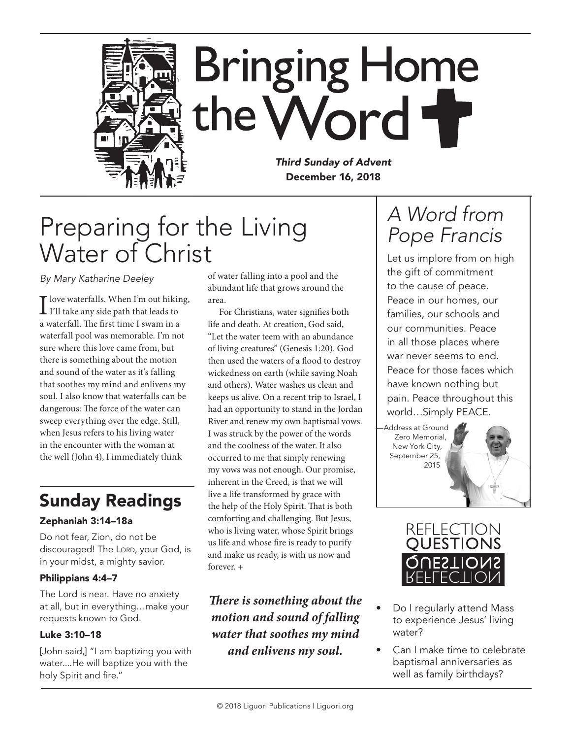# Bringing Home the Word

*Third Sunday of Advent*
**December 16, 2018**

## Preparing for the Living Water of Christ

*By Mary Katharine Deeley*

I love waterfalls. When I'm out hiking, I'll take any side path that leads to a waterfall. The first time I swam in a waterfall pool was memorable. I'm not sure where this love came from, but there is something about the motion and sound of the water as it's falling that soothes my mind and enlivens my soul. I also know that waterfalls can be dangerous: The force of the water can sweep everything over the edge. Still, when Jesus refers to his living water in the encounter with the woman at the well (John 4), I immediately think of water falling into a pool and the abundant life that grows around the area.

For Christians, water signifies both life and death. At creation, God said, "Let the water teem with an abundance of living creatures" (Genesis 1:20). God then used the waters of a flood to destroy wickedness on earth (while saving Noah and others). Water washes us clean and keeps us alive. On a recent trip to Israel, I had an opportunity to stand in the Jordan River and renew my own baptismal vows. I was struck by the power of the words and the coolness of the water. It also occurred to me that simply renewing my vows was not enough. Our promise, inherent in the Creed, is that we will live a life transformed by grace with the help of the Holy Spirit. That is both comforting and challenging. But Jesus, who is living water, whose Spirit brings us life and whose fire is ready to purify and make us ready, is with us now and forever. +

***There is something about the motion and sound of falling water that soothes my mind and enlivens my soul.***

## Sunday Readings

### Zephaniah 3:14–18a

Do not fear, Zion, do not be discouraged! The LORD, your God, is in your midst, a mighty savior.

### Philippians 4:4–7

The Lord is near. Have no anxiety at all, but in everything…make your requests known to God.

### Luke 3:10–18

[John said,] "I am baptizing you with water....He will baptize you with the holy Spirit and fire."

## *A Word from Pope Francis*

Let us implore from on high the gift of commitment to the cause of peace. Peace in our homes, our families, our schools and our communities. Peace in all those places where war never seems to end. Peace for those faces which have known nothing but pain. Peace throughout this world…Simply PEACE.

—Address at Ground Zero Memorial, New York City, September 25, 2015

## Reflection Questions

- Do I regularly attend Mass to experience Jesus' living water?
- Can I make time to celebrate baptismal anniversaries as well as family birthdays?

© 2018 Liguori Publications | Liguori.org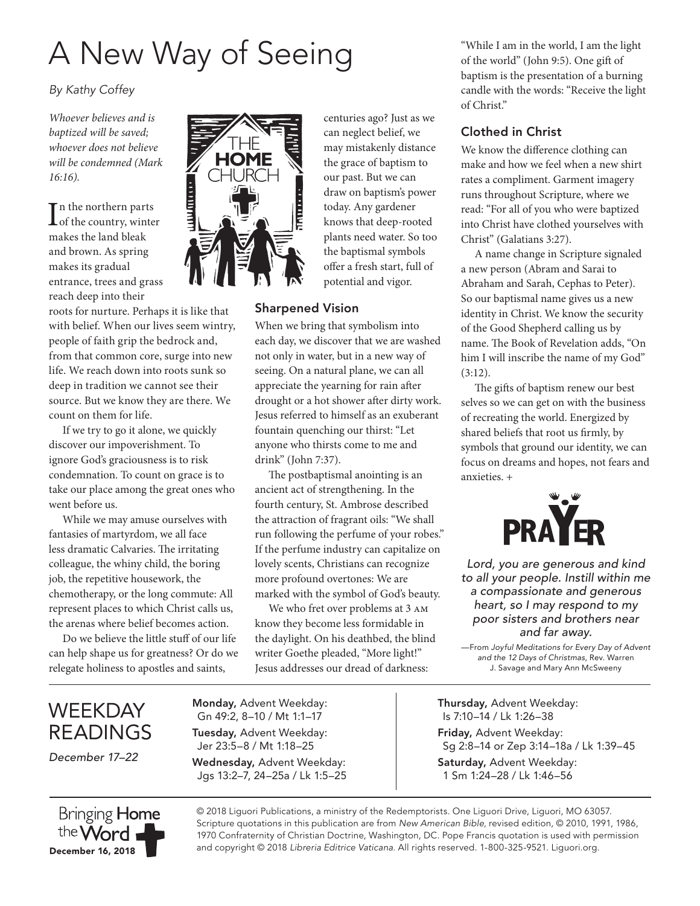# A New Way of Seeing

*By Kathy Coffey*

*Whoever believes and is baptized will be saved; whoever does not believe will be condemned (Mark 16:16).*

In the northern parts of the country, winter makes the land bleak and brown. As spring makes its gradual entrance, trees and grass reach deep into their roots for nurture. Perhaps it is like that with belief. When our lives seem wintry, people of faith grip the bedrock and, from that common core, surge into new life. We reach down into roots sunk so deep in tradition we cannot see their source. But we know they are there. We count on them for life.

If we try to go it alone, we quickly discover our impoverishment. To ignore God's graciousness is to risk condemnation. To count on grace is to take our place among the great ones who went before us.

While we may amuse ourselves with fantasies of martyrdom, we all face less dramatic Calvaries. The irritating colleague, the whiny child, the boring job, the repetitive housework, the chemotherapy, or the long commute: All represent places to which Christ calls us, the arenas where belief becomes action.

Do we believe the little stuff of our life can help shape us for greatness? Or do we relegate holiness to apostles and saints, centuries ago? Just as we can neglect belief, we may mistakenly distance the grace of baptism to our past. But we can draw on baptism's power today. Any gardener knows that deep-rooted plants need water. So too the baptismal symbols offer a fresh start, full of potential and vigor.

### Sharpened Vision

When we bring that symbolism into each day, we discover that we are washed not only in water, but in a new way of seeing. On a natural plane, we can all appreciate the yearning for rain after drought or a hot shower after dirty work. Jesus referred to himself as an exuberant fountain quenching our thirst: "Let anyone who thirsts come to me and drink" (John 7:37).

The postbaptismal anointing is an ancient act of strengthening. In the fourth century, St. Ambrose described the attraction of fragrant oils: "We shall run following the perfume of your robes." If the perfume industry can capitalize on lovely scents, Christians can recognize more profound overtones: We are marked with the symbol of God's beauty.

We who fret over problems at 3 AM know they become less formidable in the daylight. On his deathbed, the blind writer Goethe pleaded, "More light!" Jesus addresses our dread of darkness: "While I am in the world, I am the light of the world" (John 9:5). One gift of baptism is the presentation of a burning candle with the words: "Receive the light of Christ."

### Clothed in Christ

We know the difference clothing can make and how we feel when a new shirt rates a compliment. Garment imagery runs throughout Scripture, where we read: "For all of you who were baptized into Christ have clothed yourselves with Christ" (Galatians 3:27).

A name change in Scripture signaled a new person (Abram and Sarai to Abraham and Sarah, Cephas to Peter). So our baptismal name gives us a new identity in Christ. We know the security of the Good Shepherd calling us by name. The Book of Revelation adds, "On him I will inscribe the name of my God" (3:12).

The gifts of baptism renew our best selves so we can get on with the business of recreating the world. Energized by shared beliefs that root us firmly, by symbols that ground our identity, we can focus on dreams and hopes, not fears and anxieties. +

## PRAYER

*Lord, you are generous and kind to all your people. Instill within me a compassionate and generous heart, so I may respond to my poor sisters and brothers near and far away.*

—From *Joyful Meditations for Every Day of Advent and the 12 Days of Christmas*, Rev. Warren J. Savage and Mary Ann McSweeny

## WEEKDAY READINGS

*December 17–22*

**Monday,** Advent Weekday: Gn 49:2, 8–10 / Mt 1:1–17

**Tuesday,** Advent Weekday: Jer 23:5–8 / Mt 1:18–25

**Wednesday,** Advent Weekday: Jgs 13:2–7, 24–25a / Lk 1:5–25

**Thursday,** Advent Weekday: Is 7:10–14 / Lk 1:26–38

**Friday,** Advent Weekday: Sg 2:8–14 or Zep 3:14–18a / Lk 1:39–45

**Saturday,** Advent Weekday: 1 Sm 1:24–28 / Lk 1:46–56

Bringing Home the Word
December 16, 2018

© 2018 Liguori Publications, a ministry of the Redemptorists. One Liguori Drive, Liguori, MO 63057. Scripture quotations in this publication are from *New American Bible,* revised edition, © 2010, 1991, 1986, 1970 Confraternity of Christian Doctrine, Washington, DC. Pope Francis quotation is used with permission and copyright © 2018 *Libreria Editrice Vaticana.* All rights reserved. 1-800-325-9521. Liguori.org.